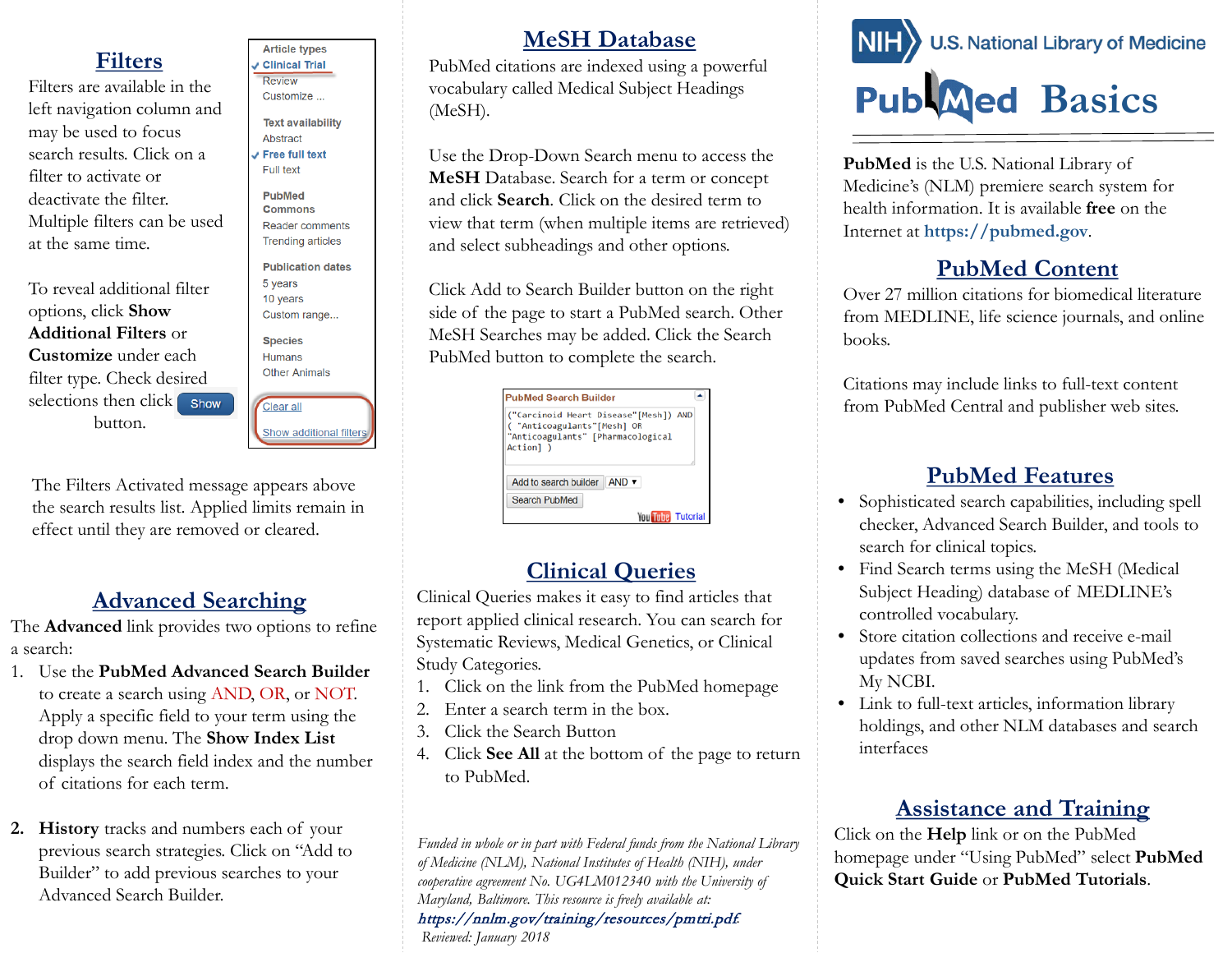# PubMed Basics

**PubMed** is the U.S. National Library of Medicine's (NLM) premiere search system for health information. It is available **free** on the Internet at **https://pubmed.gov**.

## PubMed Content

Over 27 million citations for biomedical literature from MEDLINE, life science journals, and online books.

Citations may include links to full-text content from PubMed Central and publisher web sites.

## PubMed Features

- Sophisticated search capabilities, including spell checker, Advanced Search Builder, and tools to search for clinical topics.
- Find Search terms using the MeSH (Medical Subject Heading) database of MEDLINE's controlled vocabulary.
- Store citation collections and receive e-mail updates from saved searches using PubMed's My NCBI.
- Link to full-text articles, information library holdings, and other NLM databases and search interfaces

## Assistance and Training

Click on the **Help** link or on the PubMed homepage under "Using PubMed" select **PubMed Quick Start Guide** or **PubMed Tutorials**.

## Filters

Filters are available in the left navigation column and may be used to focus search results. Click on a filter to activate or deactivate the filter. Multiple filters can be used at the same time.

To reveal additional filter options, click **Show Additional Filters** or **Customize** under each filter type. Check desired selections then click Show button.

Article types
✓ Clinical Trial
Review
Customize ...

Text availability
Abstract
✓ Free full text
Full text

PubMed Commons
Reader comments
Trending articles

Publication dates
5 years
10 years
Custom range...

Species
Humans
Other Animals

Clear all

Show additional filters

The Filters Activated message appears above the search results list. Applied limits remain in effect until they are removed or cleared.

## Advanced Searching

The **Advanced** link provides two options to refine a search:

1. Use the **PubMed Advanced Search Builder** to create a search using AND, OR, or NOT. Apply a specific field to your term using the drop down menu. The **Show Index List** displays the search field index and the number of citations for each term.
2. **History** tracks and numbers each of your previous search strategies. Click on "Add to Builder" to add previous searches to your Advanced Search Builder.

## MeSH Database

PubMed citations are indexed using a powerful vocabulary called Medical Subject Headings (MeSH).

Use the Drop-Down Search menu to access the **MeSH** Database. Search for a term or concept and click **Search**. Click on the desired term to view that term (when multiple items are retrieved) and select subheadings and other options.

Click Add to Search Builder button on the right side of the page to start a PubMed search. Other MeSH Searches may be added. Click the Search PubMed button to complete the search.

PubMed Search Builder

("Carcinoid Heart Disease"[Mesh]) AND ( "Anticoagulants"[Mesh] OR "Anticoagulants" [Pharmacological Action] )

Add to search builder | AND ▾
Search PubMed

YouTube Tutorial

## Clinical Queries

Clinical Queries makes it easy to find articles that report applied clinical research. You can search for Systematic Reviews, Medical Genetics, or Clinical Study Categories.

1. Click on the link from the PubMed homepage
2. Enter a search term in the box.
3. Click the Search Button
4. Click **See All** at the bottom of the page to return to PubMed.

*Funded in whole or in part with Federal funds from the National Library of Medicine (NLM), National Institutes of Health (NIH), under cooperative agreement No. UG4LM012340 with the University of Maryland, Baltimore. This resource is freely available at:*
***https://nnlm.gov/training/resources/pmtri.pdf***
*Reviewed: January 2018*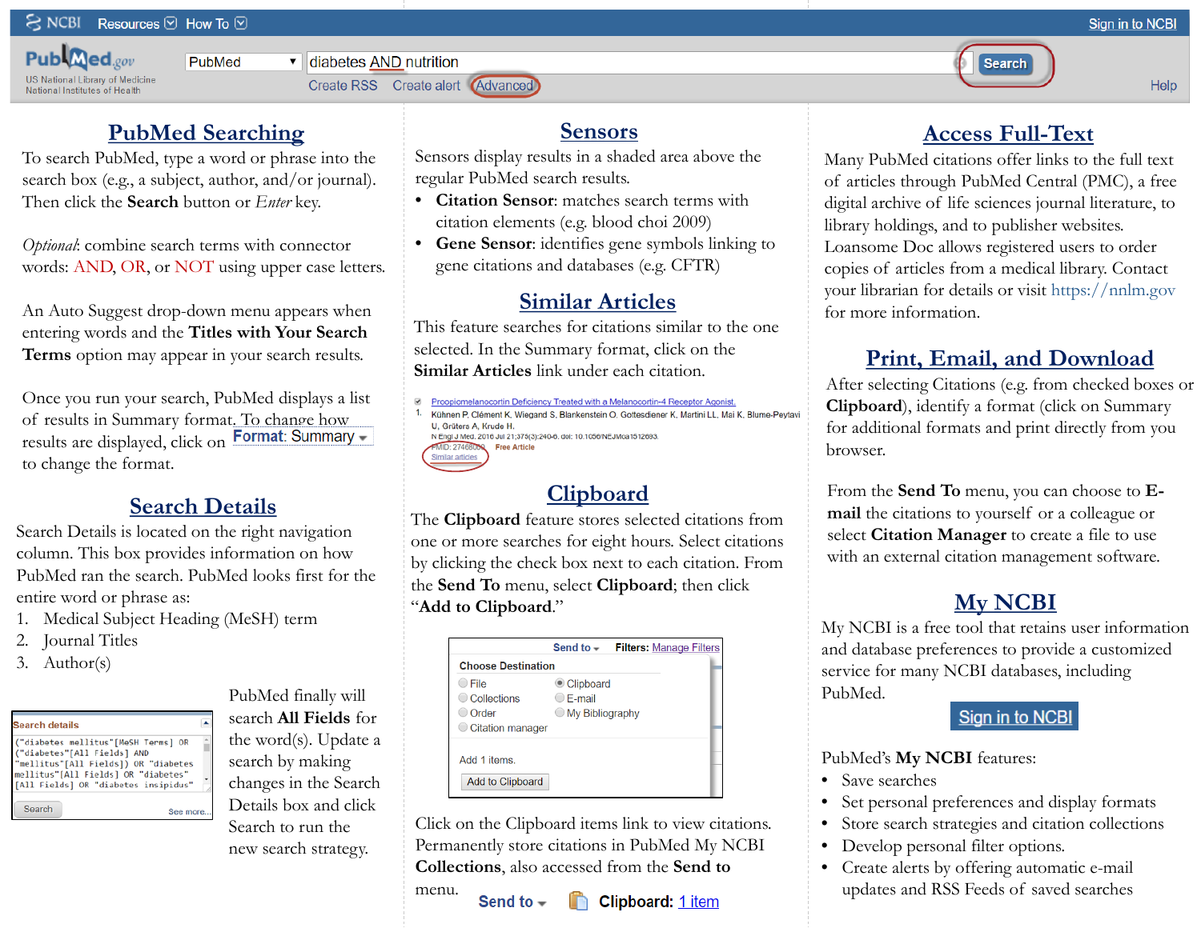NCBI Resources How To Sign in to NCBI

PubMed diabetes AND nutrition Search

Create RSS Create alert Advanced Help

## PubMed Searching

To search PubMed, type a word or phrase into the search box (e.g., a subject, author, and/or journal). Then click the **Search** button or *Enter* key.

*Optional*: combine search terms with connector words: AND, OR, or NOT using upper case letters.

An Auto Suggest drop-down menu appears when entering words and the **Titles with Your Search Terms** option may appear in your search results.

Once you run your search, PubMed displays a list of results in Summary format. To change how results are displayed, click on Format: Summary to change the format.

## Search Details

Search Details is located on the right navigation column. This box provides information on how PubMed ran the search. PubMed looks first for the entire word or phrase as:

1. Medical Subject Heading (MeSH) term
2. Journal Titles
3. Author(s)

PubMed finally will search **All Fields** for the word(s). Update a search by making changes in the Search Details box and click Search to run the new search strategy.

## Sensors

Sensors display results in a shaded area above the regular PubMed search results.

- **Citation Sensor**: matches search terms with citation elements (e.g. blood choi 2009)
- **Gene Sensor**: identifies gene symbols linking to gene citations and databases (e.g. CFTR)

## Similar Articles

This feature searches for citations similar to the one selected. In the Summary format, click on the **Similar Articles** link under each citation.

## Clipboard

The **Clipboard** feature stores selected citations from one or more searches for eight hours. Select citations by clicking the check box next to each citation. From the **Send To** menu, select **Clipboard**; then click "**Add to Clipboard**."

Click on the Clipboard items link to view citations. Permanently store citations in PubMed My NCBI **Collections**, also accessed from the **Send to** menu.

## Access Full-Text

Many PubMed citations offer links to the full text of articles through PubMed Central (PMC), a free digital archive of life sciences journal literature, to library holdings, and to publisher websites. Loansome Doc allows registered users to order copies of articles from a medical library. Contact your librarian for details or visit https://nnlm.gov for more information.

## Print, Email, and Download

After selecting Citations (e.g. from checked boxes or **Clipboard**), identify a format (click on Summary for additional formats and print directly from you browser.

From the **Send To** menu, you can choose to **E-mail** the citations to yourself or a colleague or select **Citation Manager** to create a file to use with an external citation management software.

## My NCBI

My NCBI is a free tool that retains user information and database preferences to provide a customized service for many NCBI databases, including PubMed.

Sign in to NCBI

PubMed's **My NCBI** features:

- Save searches
- Set personal preferences and display formats
- Store search strategies and citation collections
- Develop personal filter options.
- Create alerts by offering automatic e-mail updates and RSS Feeds of saved searches